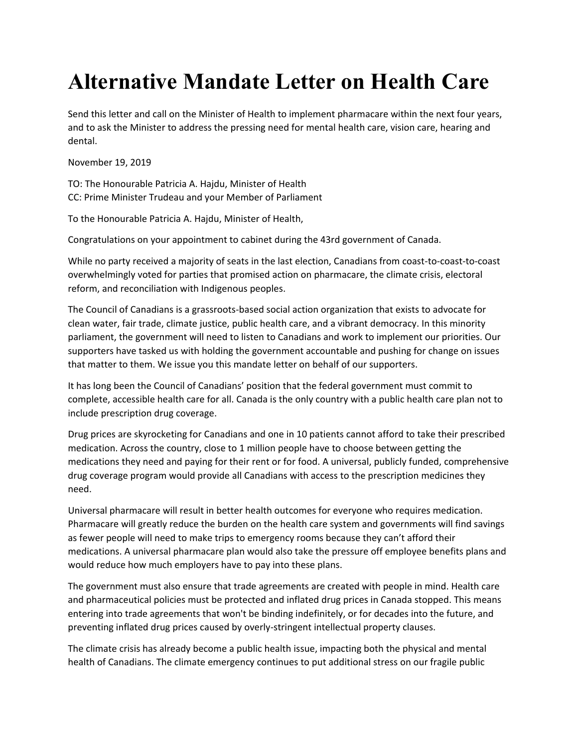# Alternative Mandate Letter on Health Care

Send this letter and call on the Minister of Health to implement pharmacare within the next four years, and to ask the Minister to address the pressing need for mental health care, vision care, hearing and dental.

November 19, 2019

TO: The Honourable Patricia A. Hajdu, Minister of Health
CC: Prime Minister Trudeau and your Member of Parliament

To the Honourable Patricia A. Hajdu, Minister of Health,

Congratulations on your appointment to cabinet during the 43rd government of Canada.

While no party received a majority of seats in the last election, Canadians from coast-to-coast-to-coast overwhelmingly voted for parties that promised action on pharmacare, the climate crisis, electoral reform, and reconciliation with Indigenous peoples.

The Council of Canadians is a grassroots-based social action organization that exists to advocate for clean water, fair trade, climate justice, public health care, and a vibrant democracy. In this minority parliament, the government will need to listen to Canadians and work to implement our priorities. Our supporters have tasked us with holding the government accountable and pushing for change on issues that matter to them. We issue you this mandate letter on behalf of our supporters.

It has long been the Council of Canadians' position that the federal government must commit to complete, accessible health care for all. Canada is the only country with a public health care plan not to include prescription drug coverage.

Drug prices are skyrocketing for Canadians and one in 10 patients cannot afford to take their prescribed medication. Across the country, close to 1 million people have to choose between getting the medications they need and paying for their rent or for food. A universal, publicly funded, comprehensive drug coverage program would provide all Canadians with access to the prescription medicines they need.

Universal pharmacare will result in better health outcomes for everyone who requires medication. Pharmacare will greatly reduce the burden on the health care system and governments will find savings as fewer people will need to make trips to emergency rooms because they can't afford their medications. A universal pharmacare plan would also take the pressure off employee benefits plans and would reduce how much employers have to pay into these plans.

The government must also ensure that trade agreements are created with people in mind. Health care and pharmaceutical policies must be protected and inflated drug prices in Canada stopped. This means entering into trade agreements that won't be binding indefinitely, or for decades into the future, and preventing inflated drug prices caused by overly-stringent intellectual property clauses.

The climate crisis has already become a public health issue, impacting both the physical and mental health of Canadians. The climate emergency continues to put additional stress on our fragile public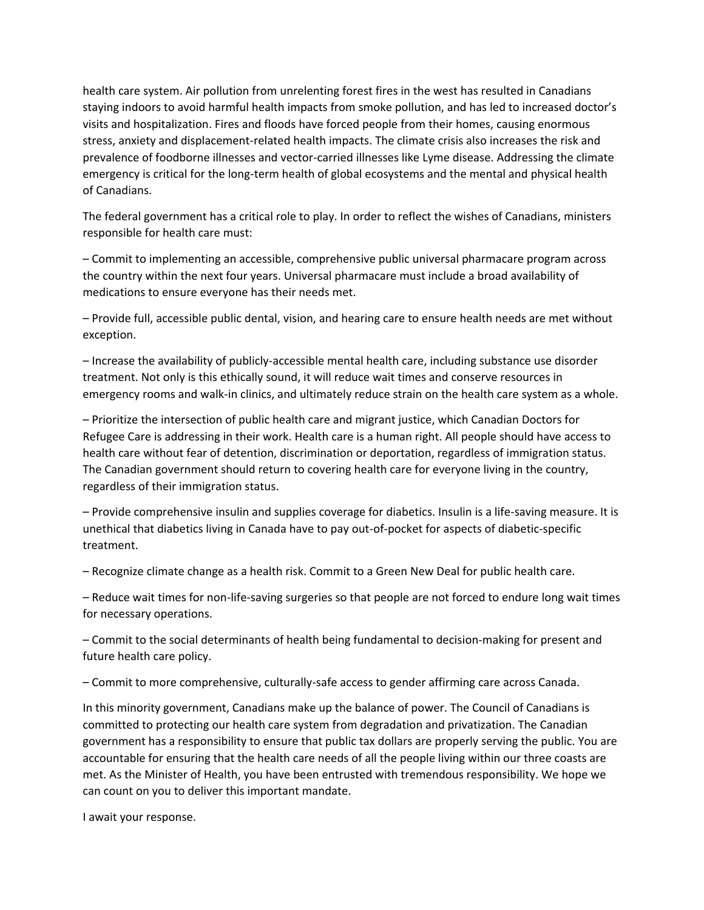health care system. Air pollution from unrelenting forest fires in the west has resulted in Canadians staying indoors to avoid harmful health impacts from smoke pollution, and has led to increased doctor's visits and hospitalization. Fires and floods have forced people from their homes, causing enormous stress, anxiety and displacement-related health impacts. The climate crisis also increases the risk and prevalence of foodborne illnesses and vector-carried illnesses like Lyme disease. Addressing the climate emergency is critical for the long-term health of global ecosystems and the mental and physical health of Canadians.

The federal government has a critical role to play. In order to reflect the wishes of Canadians, ministers responsible for health care must:

– Commit to implementing an accessible, comprehensive public universal pharmacare program across the country within the next four years. Universal pharmacare must include a broad availability of medications to ensure everyone has their needs met.

– Provide full, accessible public dental, vision, and hearing care to ensure health needs are met without exception.

– Increase the availability of publicly-accessible mental health care, including substance use disorder treatment. Not only is this ethically sound, it will reduce wait times and conserve resources in emergency rooms and walk-in clinics, and ultimately reduce strain on the health care system as a whole.

– Prioritize the intersection of public health care and migrant justice, which Canadian Doctors for Refugee Care is addressing in their work. Health care is a human right. All people should have access to health care without fear of detention, discrimination or deportation, regardless of immigration status. The Canadian government should return to covering health care for everyone living in the country, regardless of their immigration status.

– Provide comprehensive insulin and supplies coverage for diabetics. Insulin is a life-saving measure. It is unethical that diabetics living in Canada have to pay out-of-pocket for aspects of diabetic-specific treatment.

– Recognize climate change as a health risk. Commit to a Green New Deal for public health care.

– Reduce wait times for non-life-saving surgeries so that people are not forced to endure long wait times for necessary operations.

– Commit to the social determinants of health being fundamental to decision-making for present and future health care policy.

– Commit to more comprehensive, culturally-safe access to gender affirming care across Canada.

In this minority government, Canadians make up the balance of power. The Council of Canadians is committed to protecting our health care system from degradation and privatization. The Canadian government has a responsibility to ensure that public tax dollars are properly serving the public. You are accountable for ensuring that the health care needs of all the people living within our three coasts are met. As the Minister of Health, you have been entrusted with tremendous responsibility. We hope we can count on you to deliver this important mandate.

I await your response.